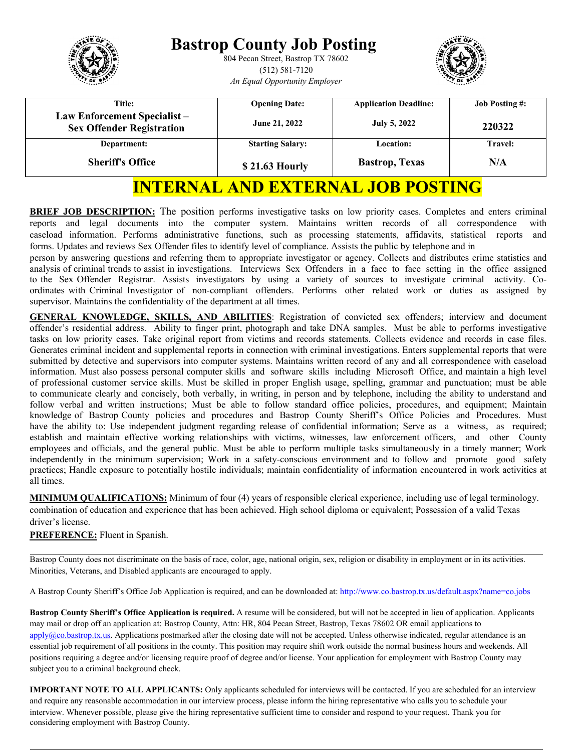# Bastrop County Job Posting

804 Pecan Street, Bastrop TX 78602
(512) 581-7120
*An Equal Opportunity Employer*

| Title: | Opening Date: | Application Deadline: | Job Posting #: |
|---|---|---|---|
| **Law Enforcement Specialist – Sex Offender Registration** | **June 21, 2022** | **July 5, 2022** | **220322** |
| **Department:** | **Starting Salary:** | **Location:** | **Travel:** |
| **Sheriff's Office** | **$ 21.63 Hourly** | **Bastrop, Texas** | **N/A** |

## INTERNAL AND EXTERNAL JOB POSTING

**BRIEF JOB DESCRIPTION:** The position performs investigative tasks on low priority cases. Completes and enters criminal reports and legal documents into the computer system. Maintains written records of all correspondence with caseload information. Performs administrative functions, such as processing statements, affidavits, statistical reports and forms. Updates and reviews Sex Offender files to identify level of compliance. Assists the public by telephone and in person by answering questions and referring them to appropriate investigator or agency. Collects and distributes crime statistics and analysis of criminal trends to assist in investigations. Interviews Sex Offenders in a face to face setting in the office assigned to the Sex Offender Registrar. Assists investigators by using a variety of sources to investigate criminal activity. Co-ordinates with Criminal Investigator of non-compliant offenders. Performs other related work or duties as assigned by supervisor. Maintains the confidentiality of the department at all times.

**GENERAL KNOWLEDGE, SKILLS, AND ABILITIES**: Registration of convicted sex offenders; interview and document offender's residential address. Ability to finger print, photograph and take DNA samples. Must be able to performs investigative tasks on low priority cases. Take original report from victims and records statements. Collects evidence and records in case files. Generates criminal incident and supplemental reports in connection with criminal investigations. Enters supplemental reports that were submitted by detective and supervisors into computer systems. Maintains written record of any and all correspondence with caseload information. Must also possess personal computer skills and software skills including Microsoft Office, and maintain a high level of professional customer service skills. Must be skilled in proper English usage, spelling, grammar and punctuation; must be able to communicate clearly and concisely, both verbally, in writing, in person and by telephone, including the ability to understand and follow verbal and written instructions; Must be able to follow standard office policies, procedures, and equipment; Maintain knowledge of Bastrop County policies and procedures and Bastrop County Sheriff's Office Policies and Procedures. Must have the ability to: Use independent judgment regarding release of confidential information; Serve as a witness, as required; establish and maintain effective working relationships with victims, witnesses, law enforcement officers, and other County employees and officials, and the general public. Must be able to perform multiple tasks simultaneously in a timely manner; Work independently in the minimum supervision; Work in a safety-conscious environment and to follow and promote good safety practices; Handle exposure to potentially hostile individuals; maintain confidentiality of information encountered in work activities at all times.

**MINIMUM QUALIFICATIONS:** Minimum of four (4) years of responsible clerical experience, including use of legal terminology. combination of education and experience that has been achieved. High school diploma or equivalent; Possession of a valid Texas driver's license.

**PREFERENCE:** Fluent in Spanish.

---

Bastrop County does not discriminate on the basis of race, color, age, national origin, sex, religion or disability in employment or in its activities. Minorities, Veterans, and Disabled applicants are encouraged to apply.

A Bastrop County Sheriff's Office Job Application is required, and can be downloaded at: http://www.co.bastrop.tx.us/default.aspx?name=co.jobs

**Bastrop County Sheriff's Office Application is required.** A resume will be considered, but will not be accepted in lieu of application. Applicants may mail or drop off an application at: Bastrop County, Attn: HR, 804 Pecan Street, Bastrop, Texas 78602 OR email applications to apply@co.bastrop.tx.us. Applications postmarked after the closing date will not be accepted. Unless otherwise indicated, regular attendance is an essential job requirement of all positions in the county. This position may require shift work outside the normal business hours and weekends. All positions requiring a degree and/or licensing require proof of degree and/or license. Your application for employment with Bastrop County may subject you to a criminal background check.

**IMPORTANT NOTE TO ALL APPLICANTS:** Only applicants scheduled for interviews will be contacted. If you are scheduled for an interview and require any reasonable accommodation in our interview process, please inform the hiring representative who calls you to schedule your interview. Whenever possible, please give the hiring representative sufficient time to consider and respond to your request. Thank you for considering employment with Bastrop County.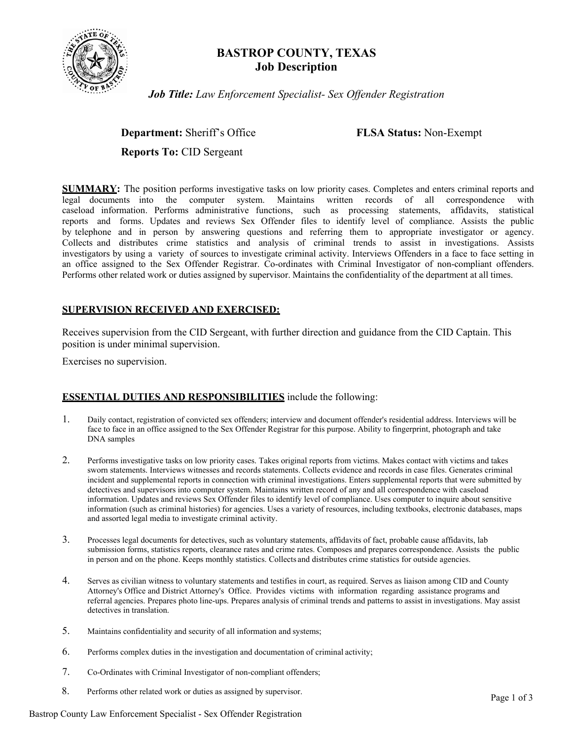# BASTROP COUNTY, TEXAS
## Job Description

***Job Title:*** *Law Enforcement Specialist- Sex Offender Registration*

**Department:** Sheriff's Office **FLSA Status:** Non-Exempt

**Reports To:** CID Sergeant

**SUMMARY:** The position performs investigative tasks on low priority cases. Completes and enters criminal reports and legal documents into the computer system. Maintains written records of all correspondence with caseload information. Performs administrative functions, such as processing statements, affidavits, statistical reports and forms. Updates and reviews Sex Offender files to identify level of compliance. Assists the public by telephone and in person by answering questions and referring them to appropriate investigator or agency. Collects and distributes crime statistics and analysis of criminal trends to assist in investigations. Assists investigators by using a variety of sources to investigate criminal activity. Interviews Offenders in a face to face setting in an office assigned to the Sex Offender Registrar. Co-ordinates with Criminal Investigator of non-compliant offenders. Performs other related work or duties assigned by supervisor. Maintains the confidentiality of the department at all times.

**SUPERVISION RECEIVED AND EXERCISED:**

Receives supervision from the CID Sergeant, with further direction and guidance from the CID Captain. This position is under minimal supervision.

Exercises no supervision.

**ESSENTIAL DUTIES AND RESPONSIBILITIES** include the following:

1. Daily contact, registration of convicted sex offenders; interview and document offender's residential address. Interviews will be face to face in an office assigned to the Sex Offender Registrar for this purpose. Ability to fingerprint, photograph and take DNA samples
2. Performs investigative tasks on low priority cases. Takes original reports from victims. Makes contact with victims and takes sworn statements. Interviews witnesses and records statements. Collects evidence and records in case files. Generates criminal incident and supplemental reports in connection with criminal investigations. Enters supplemental reports that were submitted by detectives and supervisors into computer system. Maintains written record of any and all correspondence with caseload information. Updates and reviews Sex Offender files to identify level of compliance. Uses computer to inquire about sensitive information (such as criminal histories) for agencies. Uses a variety of resources, including textbooks, electronic databases, maps and assorted legal media to investigate criminal activity.
3. Processes legal documents for detectives, such as voluntary statements, affidavits of fact, probable cause affidavits, lab submission forms, statistics reports, clearance rates and crime rates. Composes and prepares correspondence. Assists the public in person and on the phone. Keeps monthly statistics. Collects and distributes crime statistics for outside agencies.
4. Serves as civilian witness to voluntary statements and testifies in court, as required. Serves as liaison among CID and County Attorney's Office and District Attorney's Office. Provides victims with information regarding assistance programs and referral agencies. Prepares photo line-ups. Prepares analysis of criminal trends and patterns to assist in investigations. May assist detectives in translation.
5. Maintains confidentiality and security of all information and systems;
6. Performs complex duties in the investigation and documentation of criminal activity;
7. Co-Ordinates with Criminal Investigator of non-compliant offenders;
8. Performs other related work or duties as assigned by supervisor.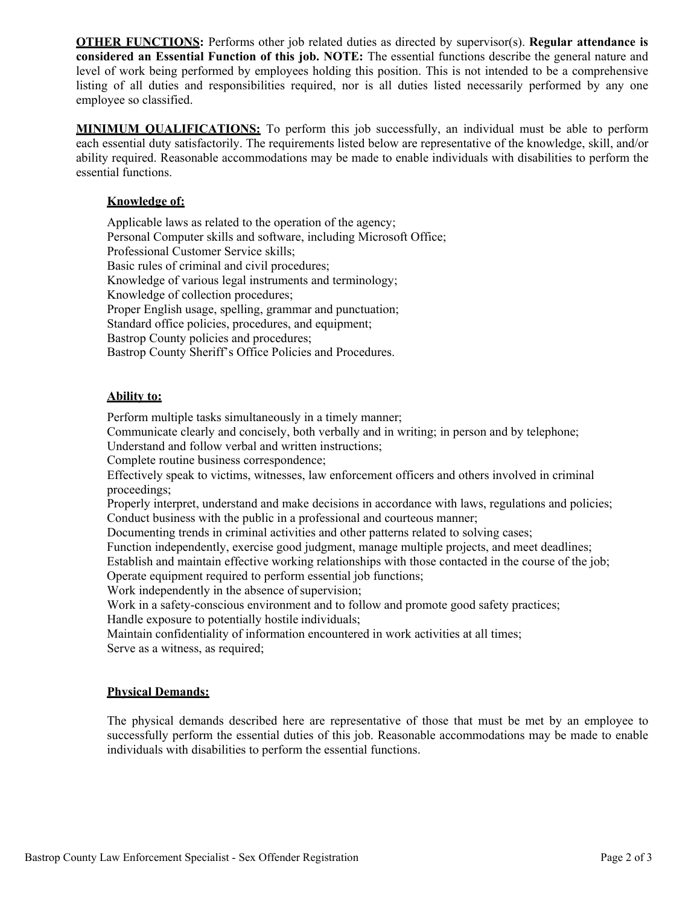**OTHER FUNCTIONS:** Performs other job related duties as directed by supervisor(s). **Regular attendance is considered an Essential Function of this job. NOTE:** The essential functions describe the general nature and level of work being performed by employees holding this position. This is not intended to be a comprehensive listing of all duties and responsibilities required, nor is all duties listed necessarily performed by any one employee so classified.

**MINIMUM QUALIFICATIONS:** To perform this job successfully, an individual must be able to perform each essential duty satisfactorily. The requirements listed below are representative of the knowledge, skill, and/or ability required. Reasonable accommodations may be made to enable individuals with disabilities to perform the essential functions.

**Knowledge of:**

Applicable laws as related to the operation of the agency;
Personal Computer skills and software, including Microsoft Office;
Professional Customer Service skills;
Basic rules of criminal and civil procedures;
Knowledge of various legal instruments and terminology;
Knowledge of collection procedures;
Proper English usage, spelling, grammar and punctuation;
Standard office policies, procedures, and equipment;
Bastrop County policies and procedures;
Bastrop County Sheriff's Office Policies and Procedures.

**Ability to:**

Perform multiple tasks simultaneously in a timely manner;
Communicate clearly and concisely, both verbally and in writing; in person and by telephone;
Understand and follow verbal and written instructions;
Complete routine business correspondence;
Effectively speak to victims, witnesses, law enforcement officers and others involved in criminal proceedings;
Properly interpret, understand and make decisions in accordance with laws, regulations and policies;
Conduct business with the public in a professional and courteous manner;
Documenting trends in criminal activities and other patterns related to solving cases;
Function independently, exercise good judgment, manage multiple projects, and meet deadlines;
Establish and maintain effective working relationships with those contacted in the course of the job;
Operate equipment required to perform essential job functions;
Work independently in the absence of supervision;
Work in a safety-conscious environment and to follow and promote good safety practices;
Handle exposure to potentially hostile individuals;
Maintain confidentiality of information encountered in work activities at all times;
Serve as a witness, as required;

**Physical Demands:**

The physical demands described here are representative of those that must be met by an employee to successfully perform the essential duties of this job. Reasonable accommodations may be made to enable individuals with disabilities to perform the essential functions.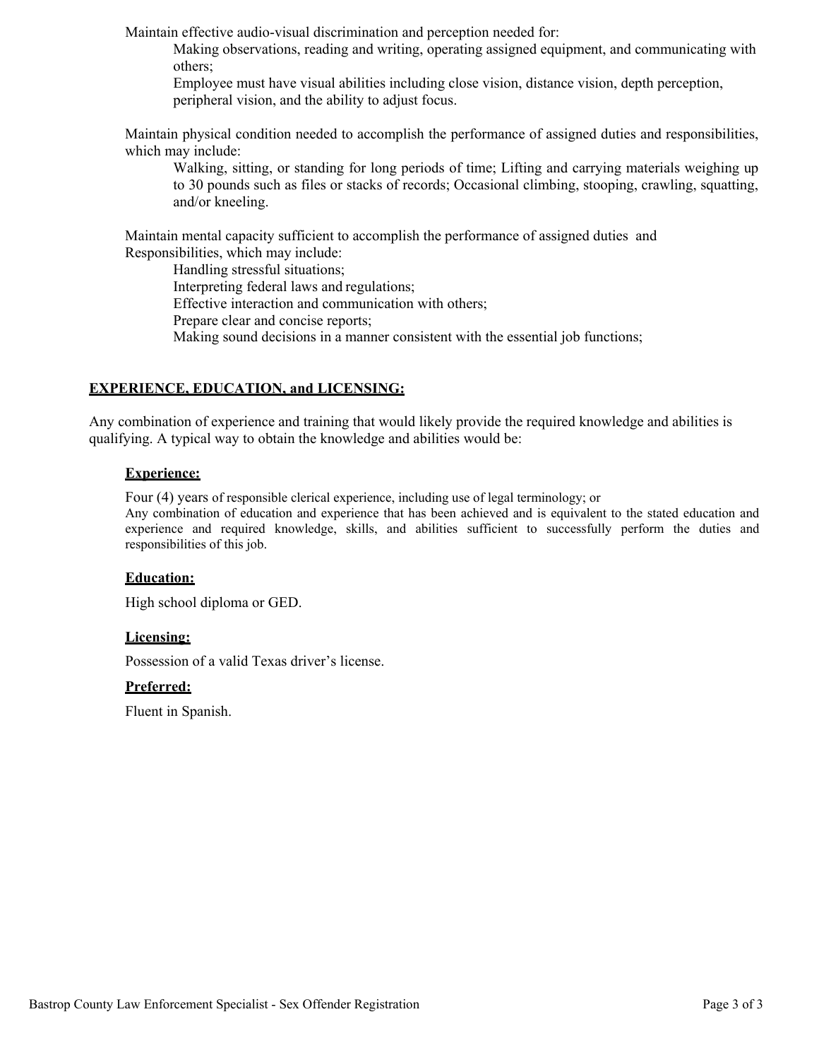Maintain effective audio-visual discrimination and perception needed for:

- Making observations, reading and writing, operating assigned equipment, and communicating with others;
- Employee must have visual abilities including close vision, distance vision, depth perception, peripheral vision, and the ability to adjust focus.

Maintain physical condition needed to accomplish the performance of assigned duties and responsibilities, which may include:

- Walking, sitting, or standing for long periods of time; Lifting and carrying materials weighing up to 30 pounds such as files or stacks of records; Occasional climbing, stooping, crawling, squatting, and/or kneeling.

Maintain mental capacity sufficient to accomplish the performance of assigned duties and Responsibilities, which may include:

- Handling stressful situations;
- Interpreting federal laws and regulations;
- Effective interaction and communication with others;
- Prepare clear and concise reports;
- Making sound decisions in a manner consistent with the essential job functions;

## EXPERIENCE, EDUCATION, and LICENSING:

Any combination of experience and training that would likely provide the required knowledge and abilities is qualifying. A typical way to obtain the knowledge and abilities would be:

### Experience:

Four (4) years of responsible clerical experience, including use of legal terminology; or
Any combination of education and experience that has been achieved and is equivalent to the stated education and experience and required knowledge, skills, and abilities sufficient to successfully perform the duties and responsibilities of this job.

### Education:

High school diploma or GED.

### Licensing:

Possession of a valid Texas driver's license.

### Preferred:

Fluent in Spanish.